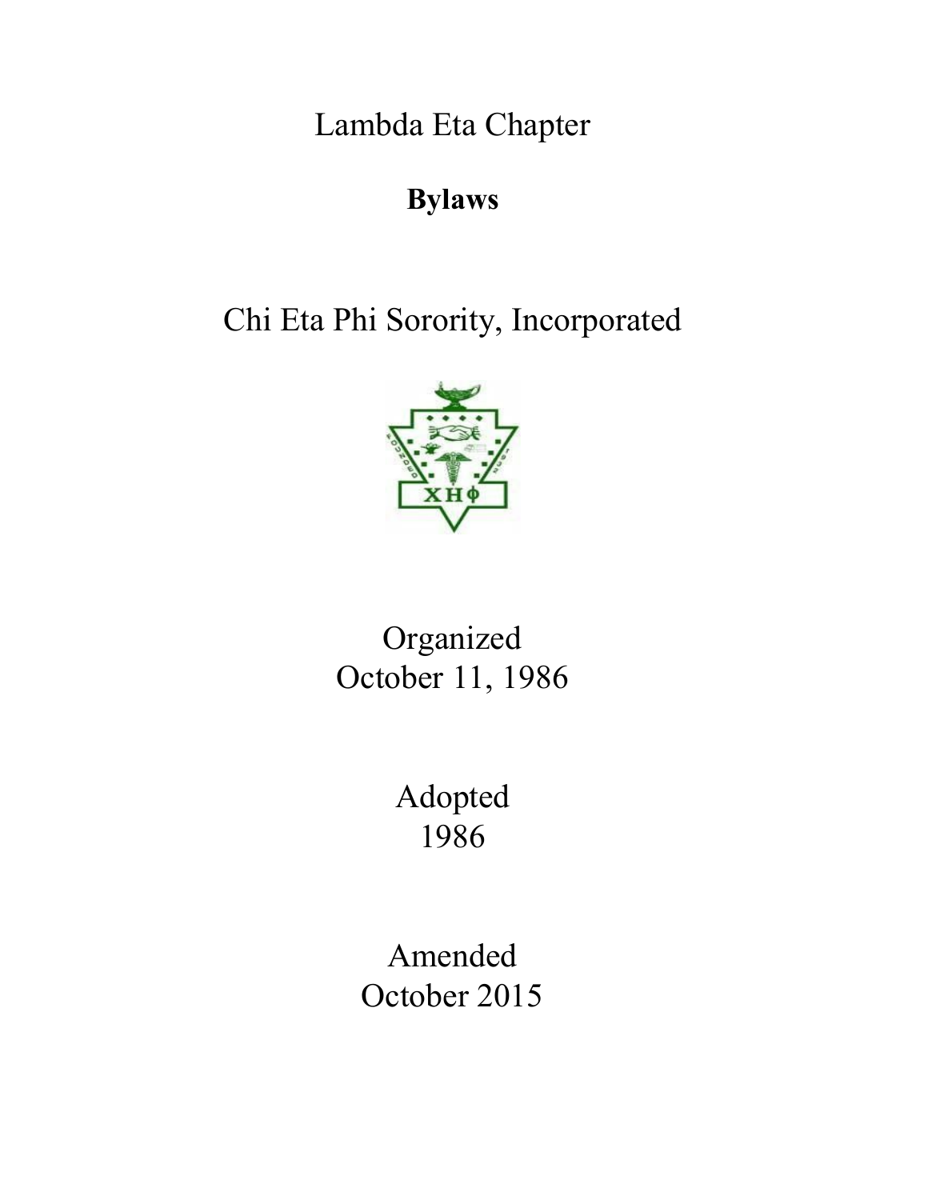# Lambda Eta Chapter

## Bylaws

# Chi Eta Phi Sorority, Incorporated

Organized
October 11, 1986

Adopted
1986

Amended
October 2015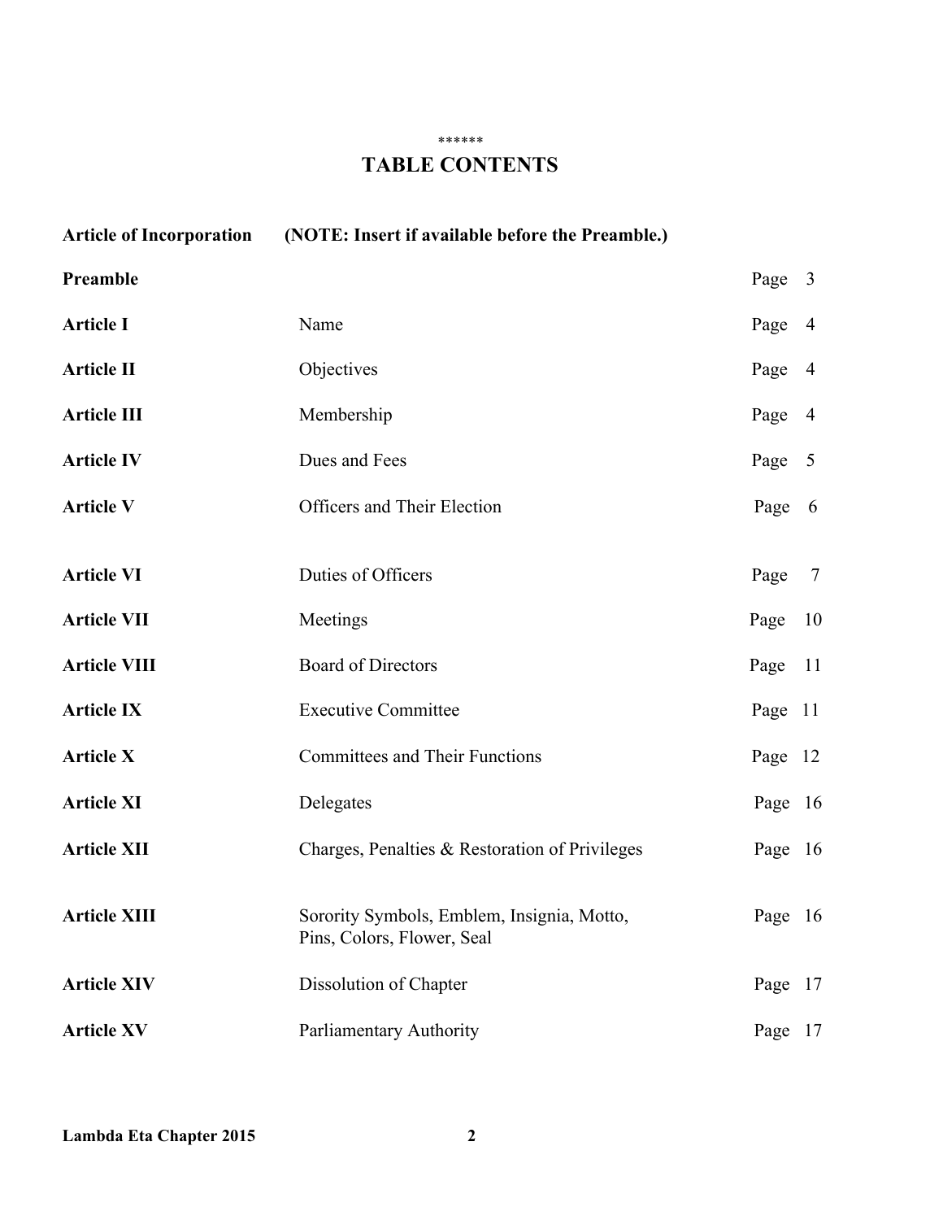******

# TABLE CONTENTS

| | | |
|---|---|---|
| **Article of Incorporation** | **(NOTE: Insert if available before the Preamble.)** | |
| **Preamble** | | Page 3 |
| **Article I** | Name | Page 4 |
| **Article II** | Objectives | Page 4 |
| **Article III** | Membership | Page 4 |
| **Article IV** | Dues and Fees | Page 5 |
| **Article V** | Officers and Their Election | Page 6 |
| **Article VI** | Duties of Officers | Page 7 |
| **Article VII** | Meetings | Page 10 |
| **Article VIII** | Board of Directors | Page 11 |
| **Article IX** | Executive Committee | Page 11 |
| **Article X** | Committees and Their Functions | Page 12 |
| **Article XI** | Delegates | Page 16 |
| **Article XII** | Charges, Penalties & Restoration of Privileges | Page 16 |
| **Article XIII** | Sorority Symbols, Emblem, Insignia, Motto, Pins, Colors, Flower, Seal | Page 16 |
| **Article XIV** | Dissolution of Chapter | Page 17 |
| **Article XV** | Parliamentary Authority | Page 17 |

**Lambda Eta Chapter 2015**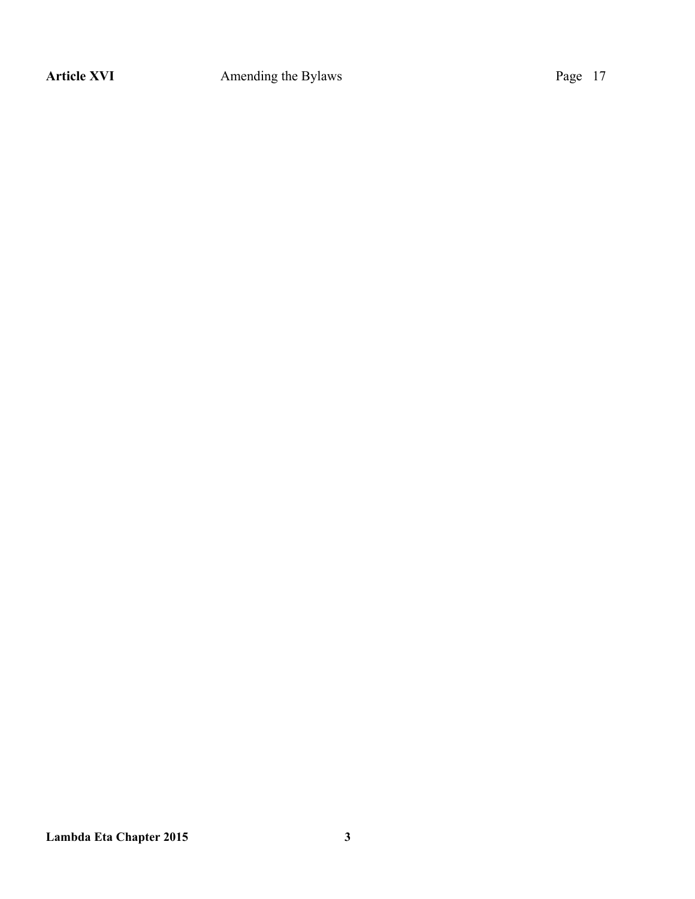| | | |
|---|---|---|
| **Article XVI** | Amending the Bylaws | Page 17 |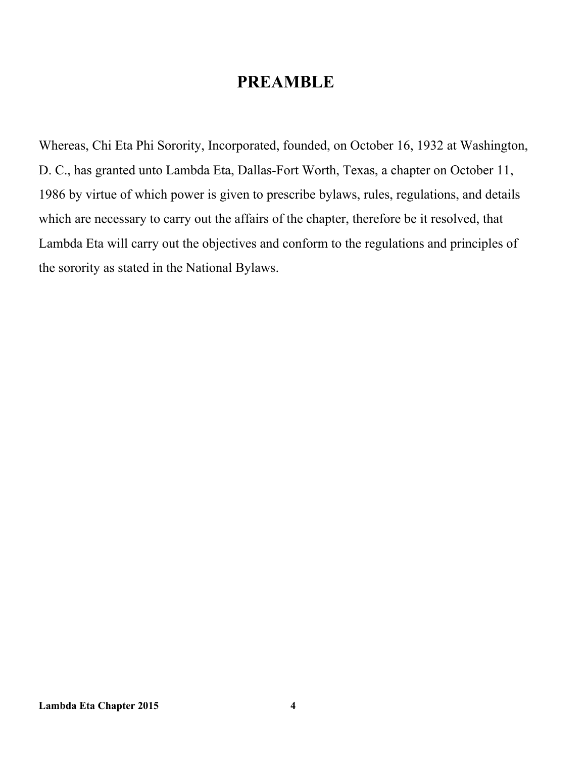# PREAMBLE

Whereas, Chi Eta Phi Sorority, Incorporated, founded, on October 16, 1932 at Washington, D. C., has granted unto Lambda Eta, Dallas-Fort Worth, Texas, a chapter on October 11, 1986 by virtue of which power is given to prescribe bylaws, rules, regulations, and details which are necessary to carry out the affairs of the chapter, therefore be it resolved, that Lambda Eta will carry out the objectives and conform to the regulations and principles of the sorority as stated in the National Bylaws.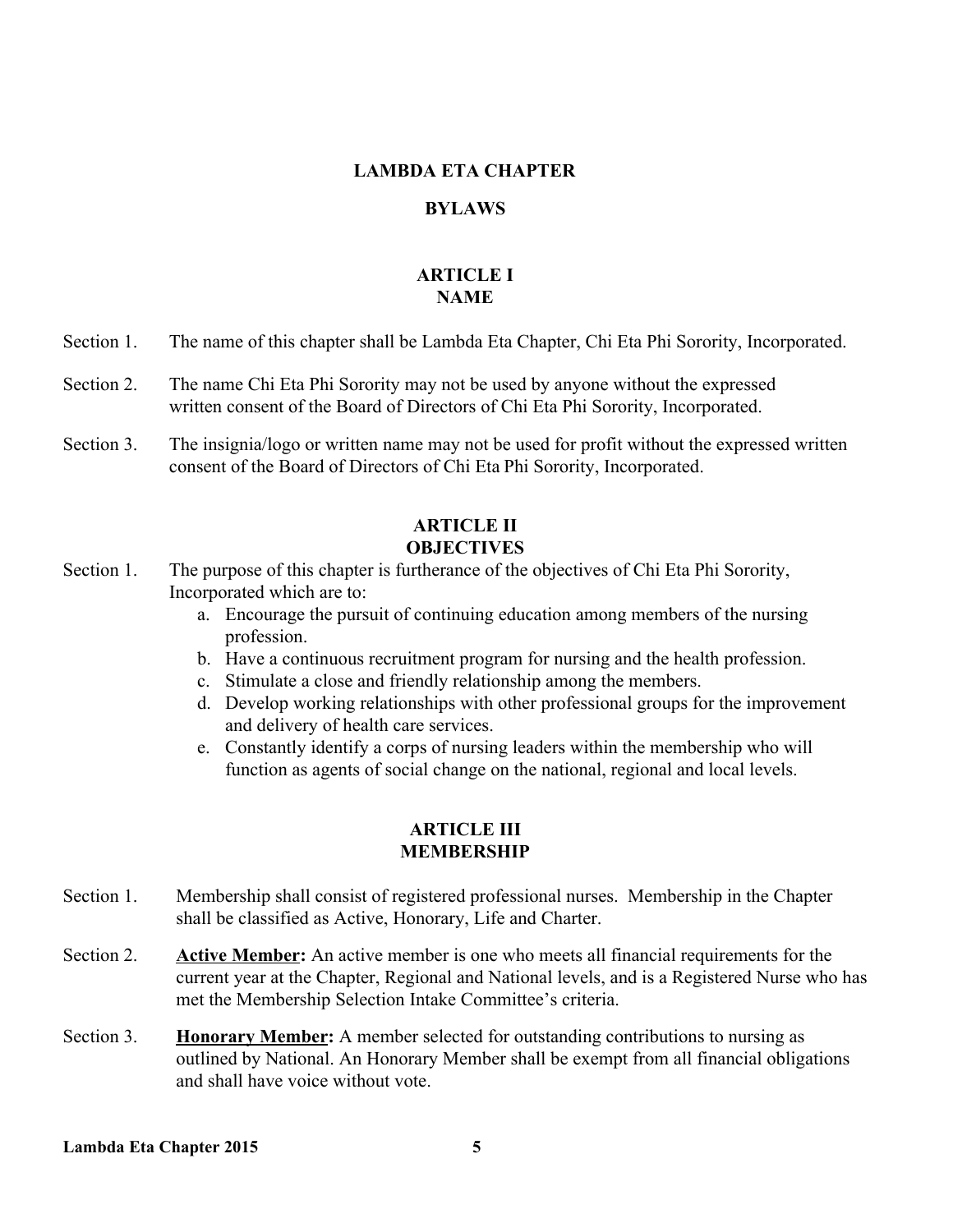# LAMBDA ETA CHAPTER

# BYLAWS

## ARTICLE I
## NAME

Section 1. The name of this chapter shall be Lambda Eta Chapter, Chi Eta Phi Sorority, Incorporated.

Section 2. The name Chi Eta Phi Sorority may not be used by anyone without the expressed written consent of the Board of Directors of Chi Eta Phi Sorority, Incorporated.

Section 3. The insignia/logo or written name may not be used for profit without the expressed written consent of the Board of Directors of Chi Eta Phi Sorority, Incorporated.

## ARTICLE II
## OBJECTIVES

Section 1. The purpose of this chapter is furtherance of the objectives of Chi Eta Phi Sorority, Incorporated which are to:

a. Encourage the pursuit of continuing education among members of the nursing profession.
b. Have a continuous recruitment program for nursing and the health profession.
c. Stimulate a close and friendly relationship among the members.
d. Develop working relationships with other professional groups for the improvement and delivery of health care services.
e. Constantly identify a corps of nursing leaders within the membership who will function as agents of social change on the national, regional and local levels.

## ARTICLE III
## MEMBERSHIP

Section 1. Membership shall consist of registered professional nurses. Membership in the Chapter shall be classified as Active, Honorary, Life and Charter.

Section 2. **Active Member:** An active member is one who meets all financial requirements for the current year at the Chapter, Regional and National levels, and is a Registered Nurse who has met the Membership Selection Intake Committee's criteria.

Section 3. **Honorary Member:** A member selected for outstanding contributions to nursing as outlined by National. An Honorary Member shall be exempt from all financial obligations and shall have voice without vote.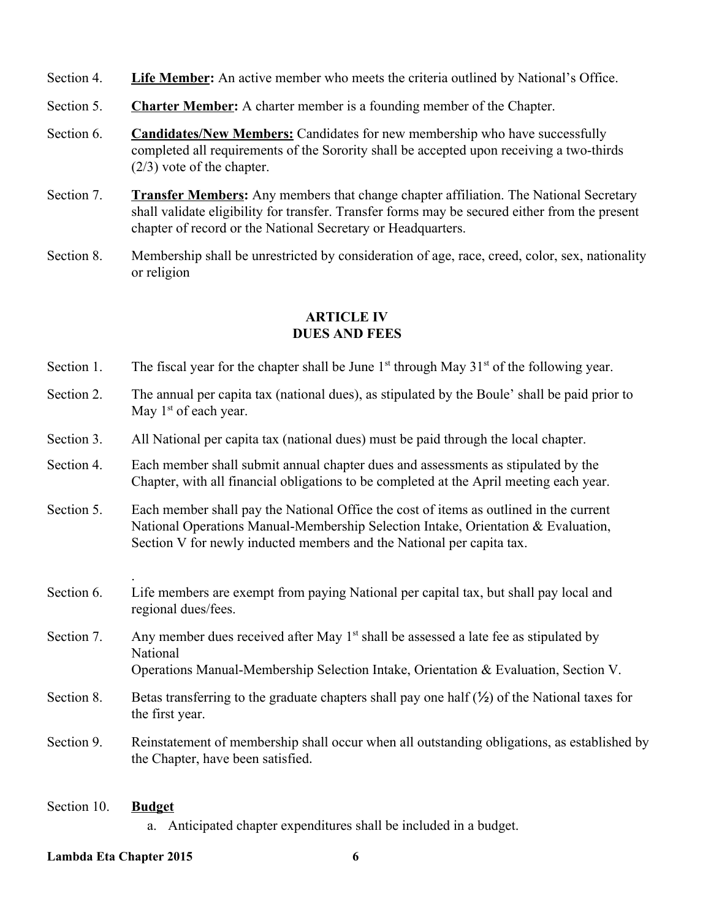Section 4. **Life Member:** An active member who meets the criteria outlined by National's Office.

Section 5. **Charter Member:** A charter member is a founding member of the Chapter.

Section 6. **Candidates/New Members:** Candidates for new membership who have successfully completed all requirements of the Sorority shall be accepted upon receiving a two-thirds (2/3) vote of the chapter.

Section 7. **Transfer Members:** Any members that change chapter affiliation. The National Secretary shall validate eligibility for transfer. Transfer forms may be secured either from the present chapter of record or the National Secretary or Headquarters.

Section 8. Membership shall be unrestricted by consideration of age, race, creed, color, sex, nationality or religion

## ARTICLE IV
## DUES AND FEES

Section 1. The fiscal year for the chapter shall be June 1st through May 31st of the following year.

Section 2. The annual per capita tax (national dues), as stipulated by the Boule' shall be paid prior to May 1st of each year.

Section 3. All National per capita tax (national dues) must be paid through the local chapter.

Section 4. Each member shall submit annual chapter dues and assessments as stipulated by the Chapter, with all financial obligations to be completed at the April meeting each year.

Section 5. Each member shall pay the National Office the cost of items as outlined in the current National Operations Manual-Membership Selection Intake, Orientation & Evaluation, Section V for newly inducted members and the National per capita tax.

.

Section 6. Life members are exempt from paying National per capital tax, but shall pay local and regional dues/fees.

Section 7. Any member dues received after May 1st shall be assessed a late fee as stipulated by National
Operations Manual-Membership Selection Intake, Orientation & Evaluation, Section V.

Section 8. Betas transferring to the graduate chapters shall pay one half (½) of the National taxes for the first year.

Section 9. Reinstatement of membership shall occur when all outstanding obligations, as established by the Chapter, have been satisfied.

Section 10. **Budget**

a. Anticipated chapter expenditures shall be included in a budget.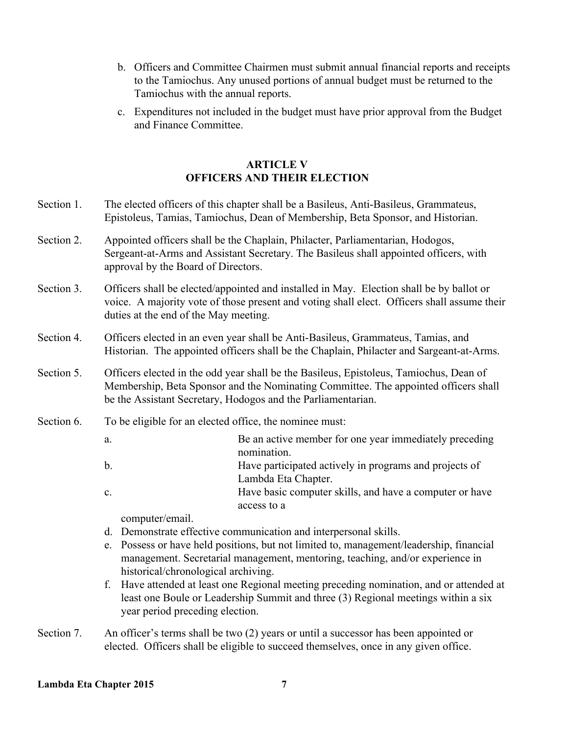b. Officers and Committee Chairmen must submit annual financial reports and receipts to the Tamiochus. Any unused portions of annual budget must be returned to the Tamiochus with the annual reports.

c. Expenditures not included in the budget must have prior approval from the Budget and Finance Committee.

## ARTICLE V
## OFFICERS AND THEIR ELECTION

Section 1. The elected officers of this chapter shall be a Basileus, Anti-Basileus, Grammateus, Epistoleus, Tamias, Tamiochus, Dean of Membership, Beta Sponsor, and Historian.

Section 2. Appointed officers shall be the Chaplain, Philacter, Parliamentarian, Hodogos, Sergeant-at-Arms and Assistant Secretary. The Basileus shall appointed officers, with approval by the Board of Directors.

Section 3. Officers shall be elected/appointed and installed in May. Election shall be by ballot or voice. A majority vote of those present and voting shall elect. Officers shall assume their duties at the end of the May meeting.

Section 4. Officers elected in an even year shall be Anti-Basileus, Grammateus, Tamias, and Historian. The appointed officers shall be the Chaplain, Philacter and Sargeant-at-Arms.

Section 5. Officers elected in the odd year shall be the Basileus, Epistoleus, Tamiochus, Dean of Membership, Beta Sponsor and the Nominating Committee. The appointed officers shall be the Assistant Secretary, Hodogos and the Parliamentarian.

Section 6. To be eligible for an elected office, the nominee must:

a. Be an active member for one year immediately preceding nomination.

b. Have participated actively in programs and projects of Lambda Eta Chapter.

c. Have basic computer skills, and have a computer or have access to a computer/email.

d. Demonstrate effective communication and interpersonal skills.

e. Possess or have held positions, but not limited to, management/leadership, financial management. Secretarial management, mentoring, teaching, and/or experience in historical/chronological archiving.

f. Have attended at least one Regional meeting preceding nomination, and or attended at least one Boule or Leadership Summit and three (3) Regional meetings within a six year period preceding election.

Section 7. An officer's terms shall be two (2) years or until a successor has been appointed or elected. Officers shall be eligible to succeed themselves, once in any given office.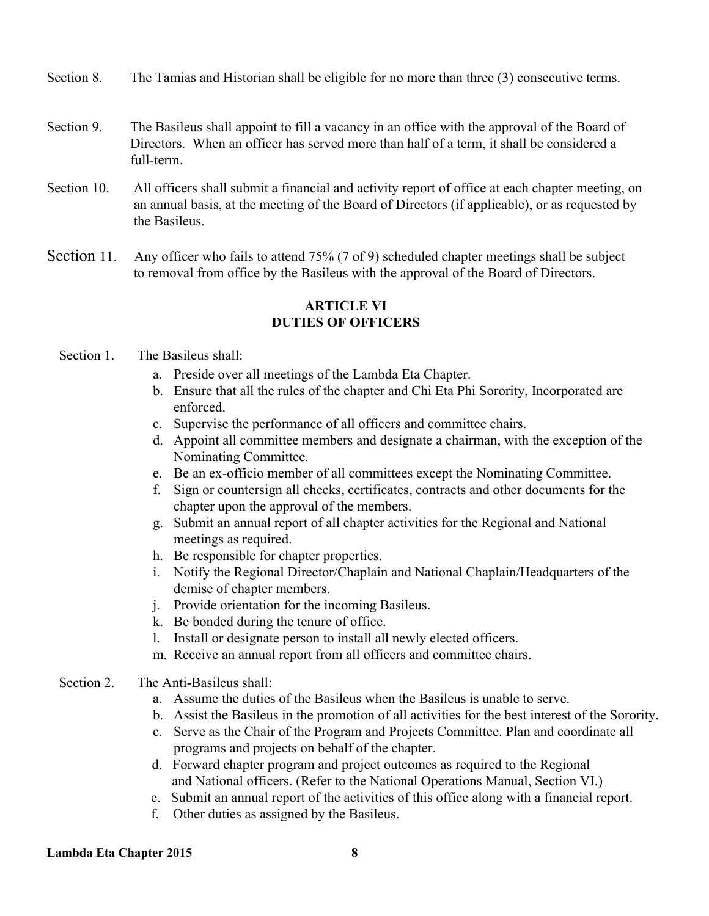Section 8. The Tamias and Historian shall be eligible for no more than three (3) consecutive terms.

Section 9. The Basileus shall appoint to fill a vacancy in an office with the approval of the Board of Directors. When an officer has served more than half of a term, it shall be considered a full-term.

Section 10. All officers shall submit a financial and activity report of office at each chapter meeting, on an annual basis, at the meeting of the Board of Directors (if applicable), or as requested by the Basileus.

Section 11. Any officer who fails to attend 75% (7 of 9) scheduled chapter meetings shall be subject to removal from office by the Basileus with the approval of the Board of Directors.

## ARTICLE VI
## DUTIES OF OFFICERS

Section 1. The Basileus shall:

a. Preside over all meetings of the Lambda Eta Chapter.
b. Ensure that all the rules of the chapter and Chi Eta Phi Sorority, Incorporated are enforced.
c. Supervise the performance of all officers and committee chairs.
d. Appoint all committee members and designate a chairman, with the exception of the Nominating Committee.
e. Be an ex-officio member of all committees except the Nominating Committee.
f. Sign or countersign all checks, certificates, contracts and other documents for the chapter upon the approval of the members.
g. Submit an annual report of all chapter activities for the Regional and National meetings as required.
h. Be responsible for chapter properties.
i. Notify the Regional Director/Chaplain and National Chaplain/Headquarters of the demise of chapter members.
j. Provide orientation for the incoming Basileus.
k. Be bonded during the tenure of office.
l. Install or designate person to install all newly elected officers.
m. Receive an annual report from all officers and committee chairs.

Section 2. The Anti-Basileus shall:

a. Assume the duties of the Basileus when the Basileus is unable to serve.
b. Assist the Basileus in the promotion of all activities for the best interest of the Sorority.
c. Serve as the Chair of the Program and Projects Committee. Plan and coordinate all programs and projects on behalf of the chapter.
d. Forward chapter program and project outcomes as required to the Regional and National officers. (Refer to the National Operations Manual, Section VI.)
e. Submit an annual report of the activities of this office along with a financial report.
f. Other duties as assigned by the Basileus.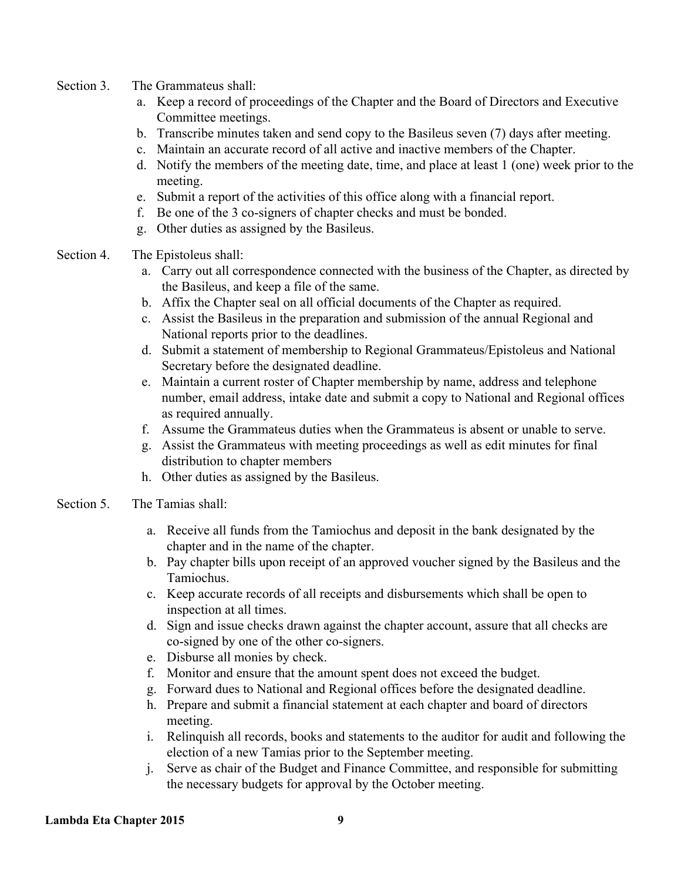Section 3. The Grammateus shall:

a. Keep a record of proceedings of the Chapter and the Board of Directors and Executive Committee meetings.
b. Transcribe minutes taken and send copy to the Basileus seven (7) days after meeting.
c. Maintain an accurate record of all active and inactive members of the Chapter.
d. Notify the members of the meeting date, time, and place at least 1 (one) week prior to the meeting.
e. Submit a report of the activities of this office along with a financial report.
f. Be one of the 3 co-signers of chapter checks and must be bonded.
g. Other duties as assigned by the Basileus.

Section 4. The Epistoleus shall:

a. Carry out all correspondence connected with the business of the Chapter, as directed by the Basileus, and keep a file of the same.
b. Affix the Chapter seal on all official documents of the Chapter as required.
c. Assist the Basileus in the preparation and submission of the annual Regional and National reports prior to the deadlines.
d. Submit a statement of membership to Regional Grammateus/Epistoleus and National Secretary before the designated deadline.
e. Maintain a current roster of Chapter membership by name, address and telephone number, email address, intake date and submit a copy to National and Regional offices as required annually.
f. Assume the Grammateus duties when the Grammateus is absent or unable to serve.
g. Assist the Grammateus with meeting proceedings as well as edit minutes for final distribution to chapter members
h. Other duties as assigned by the Basileus.

Section 5. The Tamias shall:

a. Receive all funds from the Tamiochus and deposit in the bank designated by the chapter and in the name of the chapter.
b. Pay chapter bills upon receipt of an approved voucher signed by the Basileus and the Tamiochus.
c. Keep accurate records of all receipts and disbursements which shall be open to inspection at all times.
d. Sign and issue checks drawn against the chapter account, assure that all checks are co-signed by one of the other co-signers.
e. Disburse all monies by check.
f. Monitor and ensure that the amount spent does not exceed the budget.
g. Forward dues to National and Regional offices before the designated deadline.
h. Prepare and submit a financial statement at each chapter and board of directors meeting.
i. Relinquish all records, books and statements to the auditor for audit and following the election of a new Tamias prior to the September meeting.
j. Serve as chair of the Budget and Finance Committee, and responsible for submitting the necessary budgets for approval by the October meeting.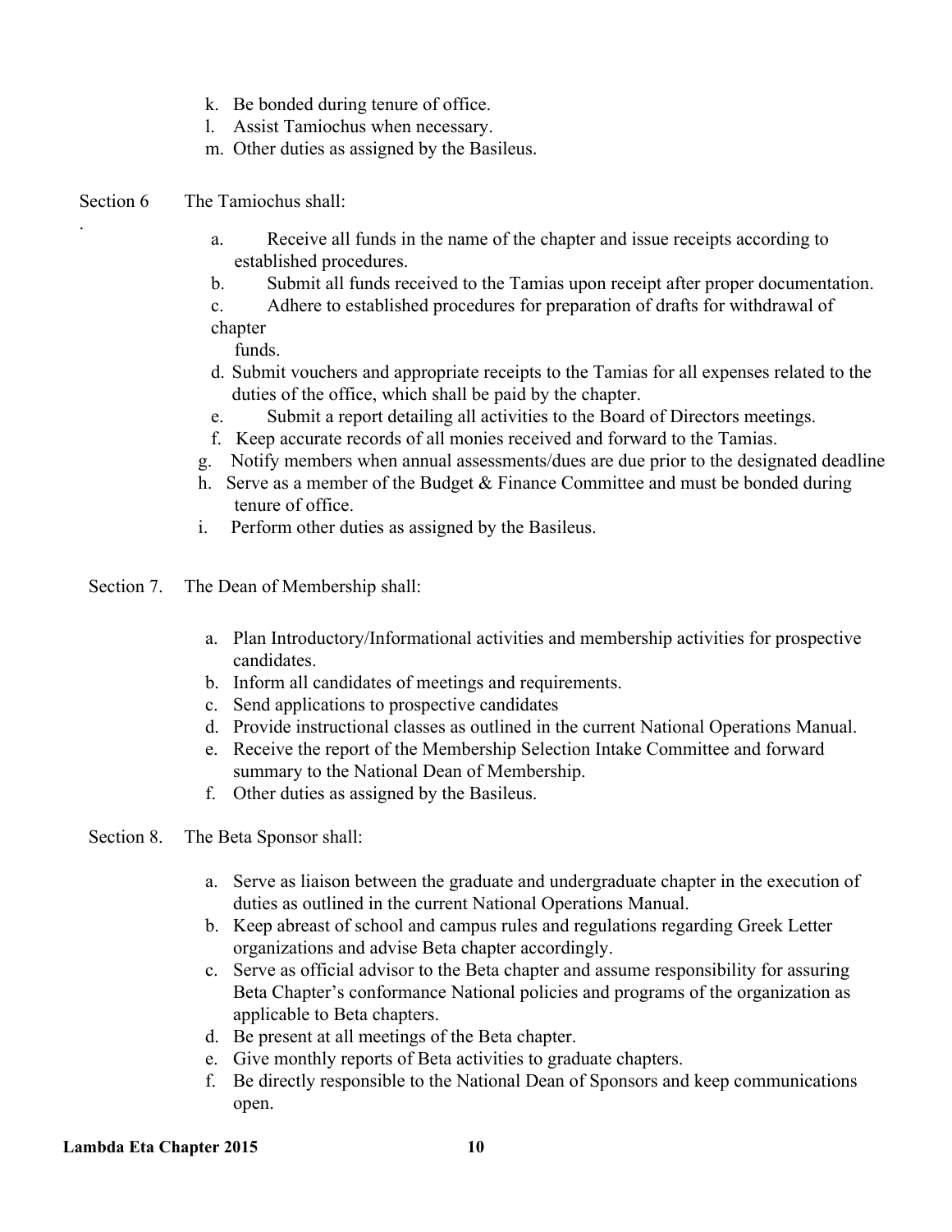k. Be bonded during tenure of office.
l. Assist Tamiochus when necessary.
m. Other duties as assigned by the Basileus.

Section 6 The Tamiochus shall:

a. Receive all funds in the name of the chapter and issue receipts according to established procedures.
b. Submit all funds received to the Tamias upon receipt after proper documentation.
c. Adhere to established procedures for preparation of drafts for withdrawal of chapter funds.
d. Submit vouchers and appropriate receipts to the Tamias for all expenses related to the duties of the office, which shall be paid by the chapter.
e. Submit a report detailing all activities to the Board of Directors meetings.
f. Keep accurate records of all monies received and forward to the Tamias.
g. Notify members when annual assessments/dues are due prior to the designated deadline
h. Serve as a member of the Budget & Finance Committee and must be bonded during tenure of office.
i. Perform other duties as assigned by the Basileus.

Section 7. The Dean of Membership shall:

a. Plan Introductory/Informational activities and membership activities for prospective candidates.
b. Inform all candidates of meetings and requirements.
c. Send applications to prospective candidates
d. Provide instructional classes as outlined in the current National Operations Manual.
e. Receive the report of the Membership Selection Intake Committee and forward summary to the National Dean of Membership.
f. Other duties as assigned by the Basileus.

Section 8. The Beta Sponsor shall:

a. Serve as liaison between the graduate and undergraduate chapter in the execution of duties as outlined in the current National Operations Manual.
b. Keep abreast of school and campus rules and regulations regarding Greek Letter organizations and advise Beta chapter accordingly.
c. Serve as official advisor to the Beta chapter and assume responsibility for assuring Beta Chapter's conformance National policies and programs of the organization as applicable to Beta chapters.
d. Be present at all meetings of the Beta chapter.
e. Give monthly reports of Beta activities to graduate chapters.
f. Be directly responsible to the National Dean of Sponsors and keep communications open.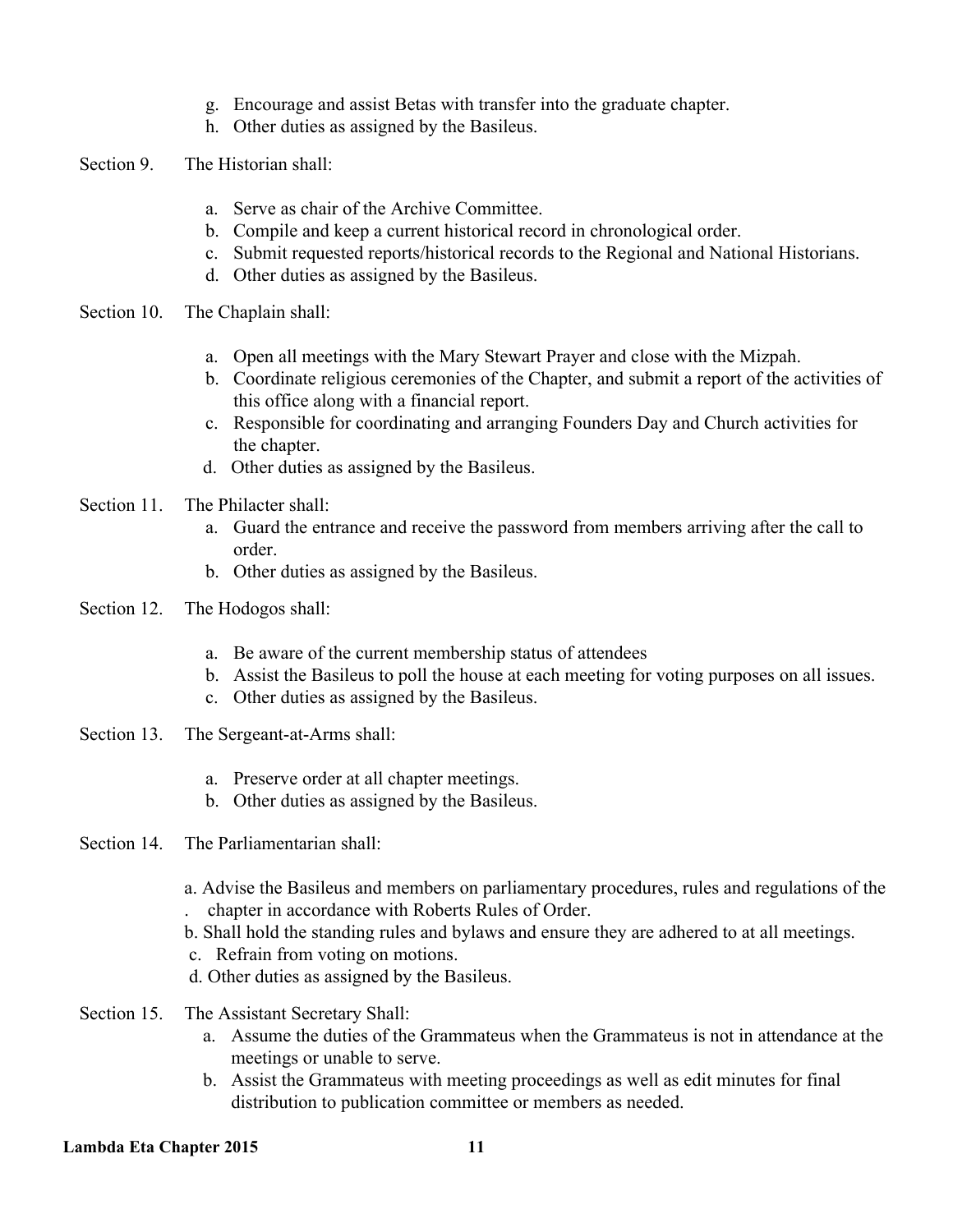g. Encourage and assist Betas with transfer into the graduate chapter.
h. Other duties as assigned by the Basileus.

Section 9. The Historian shall:

a. Serve as chair of the Archive Committee.
b. Compile and keep a current historical record in chronological order.
c. Submit requested reports/historical records to the Regional and National Historians.
d. Other duties as assigned by the Basileus.

Section 10. The Chaplain shall:

a. Open all meetings with the Mary Stewart Prayer and close with the Mizpah.
b. Coordinate religious ceremonies of the Chapter, and submit a report of the activities of this office along with a financial report.
c. Responsible for coordinating and arranging Founders Day and Church activities for the chapter.
d. Other duties as assigned by the Basileus.

Section 11. The Philacter shall:

a. Guard the entrance and receive the password from members arriving after the call to order.
b. Other duties as assigned by the Basileus.

Section 12. The Hodogos shall:

a. Be aware of the current membership status of attendees
b. Assist the Basileus to poll the house at each meeting for voting purposes on all issues.
c. Other duties as assigned by the Basileus.

Section 13. The Sergeant-at-Arms shall:

a. Preserve order at all chapter meetings.
b. Other duties as assigned by the Basileus.

Section 14. The Parliamentarian shall:

a. Advise the Basileus and members on parliamentary procedures, rules and regulations of the chapter in accordance with Roberts Rules of Order.
b. Shall hold the standing rules and bylaws and ensure they are adhered to at all meetings.
c. Refrain from voting on motions.
d. Other duties as assigned by the Basileus.

Section 15. The Assistant Secretary Shall:

a. Assume the duties of the Grammateus when the Grammateus is not in attendance at the meetings or unable to serve.
b. Assist the Grammateus with meeting proceedings as well as edit minutes for final distribution to publication committee or members as needed.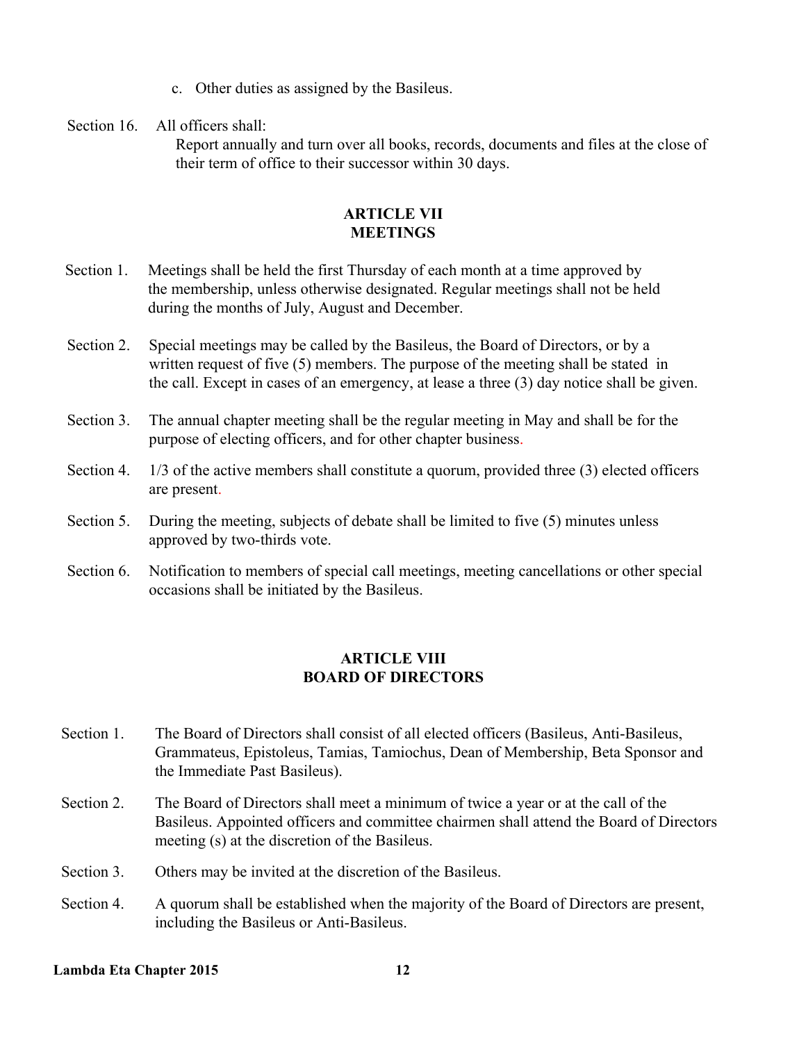c. Other duties as assigned by the Basileus.

Section 16. All officers shall:
Report annually and turn over all books, records, documents and files at the close of their term of office to their successor within 30 days.

## ARTICLE VII
## MEETINGS

Section 1. Meetings shall be held the first Thursday of each month at a time approved by the membership, unless otherwise designated. Regular meetings shall not be held during the months of July, August and December.

Section 2. Special meetings may be called by the Basileus, the Board of Directors, or by a written request of five (5) members. The purpose of the meeting shall be stated in the call. Except in cases of an emergency, at lease a three (3) day notice shall be given.

Section 3. The annual chapter meeting shall be the regular meeting in May and shall be for the purpose of electing officers, and for other chapter business.

Section 4. 1/3 of the active members shall constitute a quorum, provided three (3) elected officers are present.

Section 5. During the meeting, subjects of debate shall be limited to five (5) minutes unless approved by two-thirds vote.

Section 6. Notification to members of special call meetings, meeting cancellations or other special occasions shall be initiated by the Basileus.

## ARTICLE VIII
## BOARD OF DIRECTORS

Section 1. The Board of Directors shall consist of all elected officers (Basileus, Anti-Basileus, Grammateus, Epistoleus, Tamias, Tamiochus, Dean of Membership, Beta Sponsor and the Immediate Past Basileus).

Section 2. The Board of Directors shall meet a minimum of twice a year or at the call of the Basileus. Appointed officers and committee chairmen shall attend the Board of Directors meeting (s) at the discretion of the Basileus.

Section 3. Others may be invited at the discretion of the Basileus.

Section 4. A quorum shall be established when the majority of the Board of Directors are present, including the Basileus or Anti-Basileus.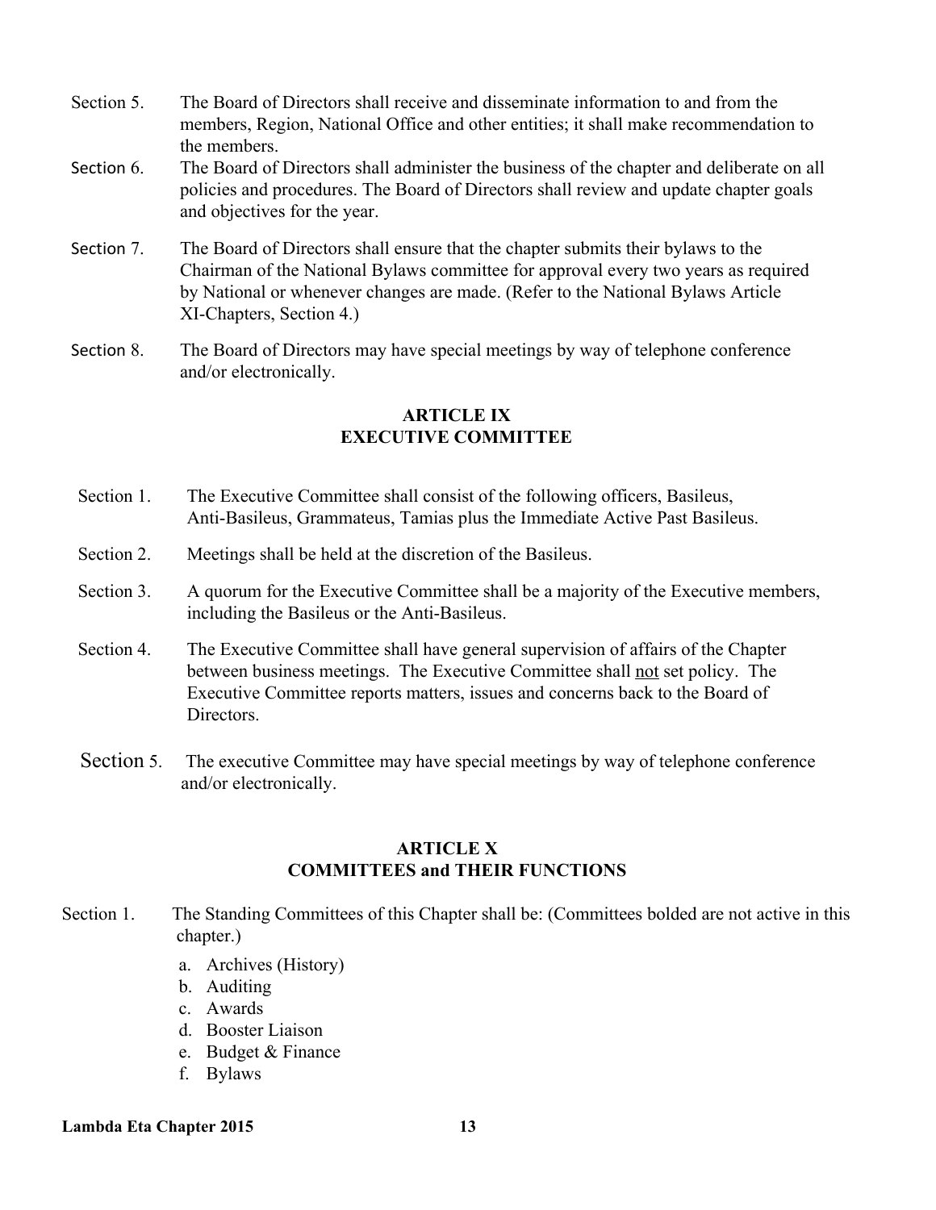Section 5. The Board of Directors shall receive and disseminate information to and from the members, Region, National Office and other entities; it shall make recommendation to the members.

Section 6. The Board of Directors shall administer the business of the chapter and deliberate on all policies and procedures. The Board of Directors shall review and update chapter goals and objectives for the year.

Section 7. The Board of Directors shall ensure that the chapter submits their bylaws to the Chairman of the National Bylaws committee for approval every two years as required by National or whenever changes are made. (Refer to the National Bylaws Article XI-Chapters, Section 4.)

Section 8. The Board of Directors may have special meetings by way of telephone conference and/or electronically.

## ARTICLE IX
## EXECUTIVE COMMITTEE

Section 1. The Executive Committee shall consist of the following officers, Basileus, Anti-Basileus, Grammateus, Tamias plus the Immediate Active Past Basileus.

Section 2. Meetings shall be held at the discretion of the Basileus.

Section 3. A quorum for the Executive Committee shall be a majority of the Executive members, including the Basileus or the Anti-Basileus.

Section 4. The Executive Committee shall have general supervision of affairs of the Chapter between business meetings. The Executive Committee shall <u>not</u> set policy. The Executive Committee reports matters, issues and concerns back to the Board of Directors.

Section 5. The executive Committee may have special meetings by way of telephone conference and/or electronically.

## ARTICLE X
## COMMITTEES and THEIR FUNCTIONS

Section 1. The Standing Committees of this Chapter shall be: (Committees bolded are not active in this chapter.)

a. Archives (History)
b. Auditing
c. Awards
d. Booster Liaison
e. Budget & Finance
f. Bylaws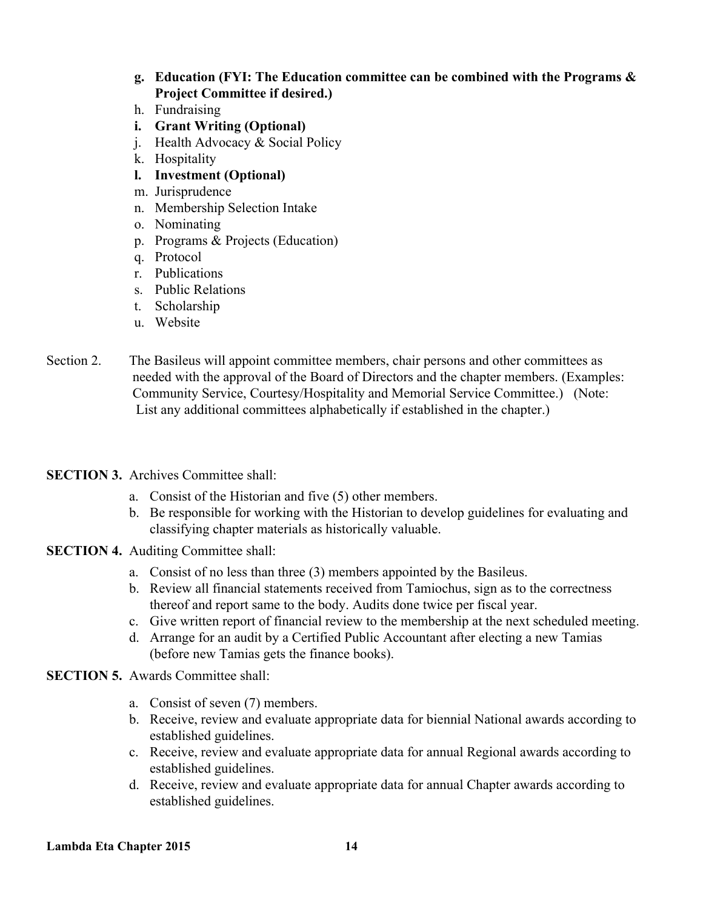g. **Education (FYI: The Education committee can be combined with the Programs & Project Committee if desired.)**
h. Fundraising
i. **Grant Writing (Optional)**
j. Health Advocacy & Social Policy
k. Hospitality
l. **Investment (Optional)**
m. Jurisprudence
n. Membership Selection Intake
o. Nominating
p. Programs & Projects (Education)
q. Protocol
r. Publications
s. Public Relations
t. Scholarship
u. Website

Section 2. The Basileus will appoint committee members, chair persons and other committees as needed with the approval of the Board of Directors and the chapter members. (Examples: Community Service, Courtesy/Hospitality and Memorial Service Committee.) (Note: List any additional committees alphabetically if established in the chapter.)

**SECTION 3.** Archives Committee shall:

a. Consist of the Historian and five (5) other members.
b. Be responsible for working with the Historian to develop guidelines for evaluating and classifying chapter materials as historically valuable.

**SECTION 4.** Auditing Committee shall:

a. Consist of no less than three (3) members appointed by the Basileus.
b. Review all financial statements received from Tamiochus, sign as to the correctness thereof and report same to the body. Audits done twice per fiscal year.
c. Give written report of financial review to the membership at the next scheduled meeting.
d. Arrange for an audit by a Certified Public Accountant after electing a new Tamias (before new Tamias gets the finance books).

**SECTION 5.** Awards Committee shall:

a. Consist of seven (7) members.
b. Receive, review and evaluate appropriate data for biennial National awards according to established guidelines.
c. Receive, review and evaluate appropriate data for annual Regional awards according to established guidelines.
d. Receive, review and evaluate appropriate data for annual Chapter awards according to established guidelines.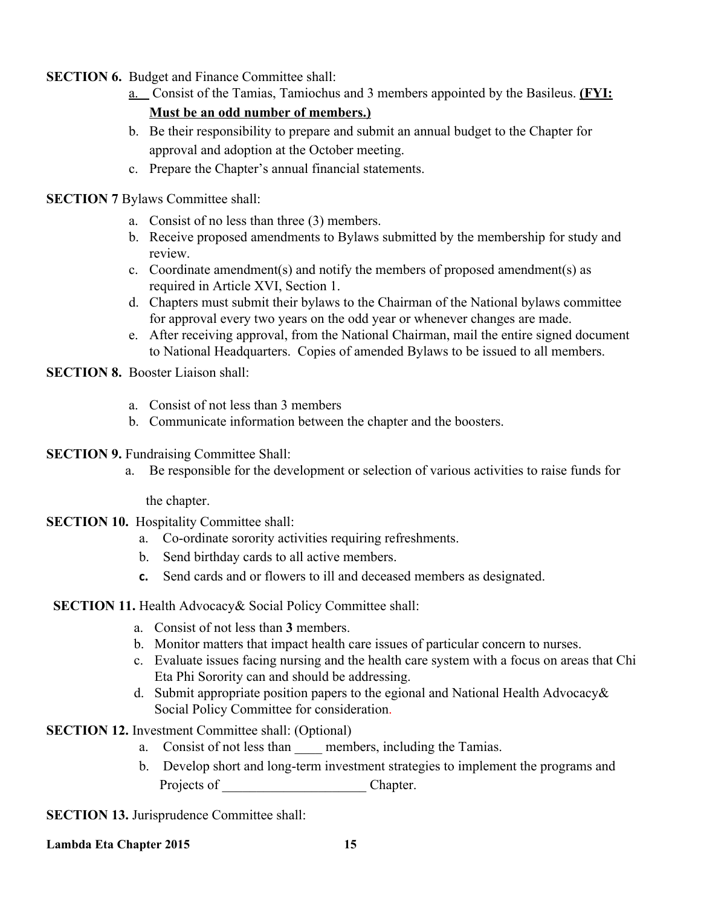**SECTION 6.** Budget and Finance Committee shall:

a. Consist of the Tamias, Tamiochus and 3 members appointed by the Basileus. **(FYI: Must be an odd number of members.)**
b. Be their responsibility to prepare and submit an annual budget to the Chapter for approval and adoption at the October meeting.
c. Prepare the Chapter's annual financial statements.

**SECTION 7** Bylaws Committee shall:

a. Consist of no less than three (3) members.
b. Receive proposed amendments to Bylaws submitted by the membership for study and review.
c. Coordinate amendment(s) and notify the members of proposed amendment(s) as required in Article XVI, Section 1.
d. Chapters must submit their bylaws to the Chairman of the National bylaws committee for approval every two years on the odd year or whenever changes are made.
e. After receiving approval, from the National Chairman, mail the entire signed document to National Headquarters. Copies of amended Bylaws to be issued to all members.

**SECTION 8.** Booster Liaison shall:

a. Consist of not less than 3 members
b. Communicate information between the chapter and the boosters.

**SECTION 9.** Fundraising Committee Shall:

a. Be responsible for the development or selection of various activities to raise funds for the chapter.

**SECTION 10.** Hospitality Committee shall:

a. Co-ordinate sorority activities requiring refreshments.
b. Send birthday cards to all active members.
c. Send cards and or flowers to ill and deceased members as designated.

**SECTION 11.** Health Advocacy& Social Policy Committee shall:

a. Consist of not less than **3** members.
b. Monitor matters that impact health care issues of particular concern to nurses.
c. Evaluate issues facing nursing and the health care system with a focus on areas that Chi Eta Phi Sorority can and should be addressing.
d. Submit appropriate position papers to the egional and National Health Advocacy& Social Policy Committee for consideration.

**SECTION 12.** Investment Committee shall: (Optional)

a. Consist of not less than ____ members, including the Tamias.
b. Develop short and long-term investment strategies to implement the programs and Projects of _____________________ Chapter.

**SECTION 13.** Jurisprudence Committee shall: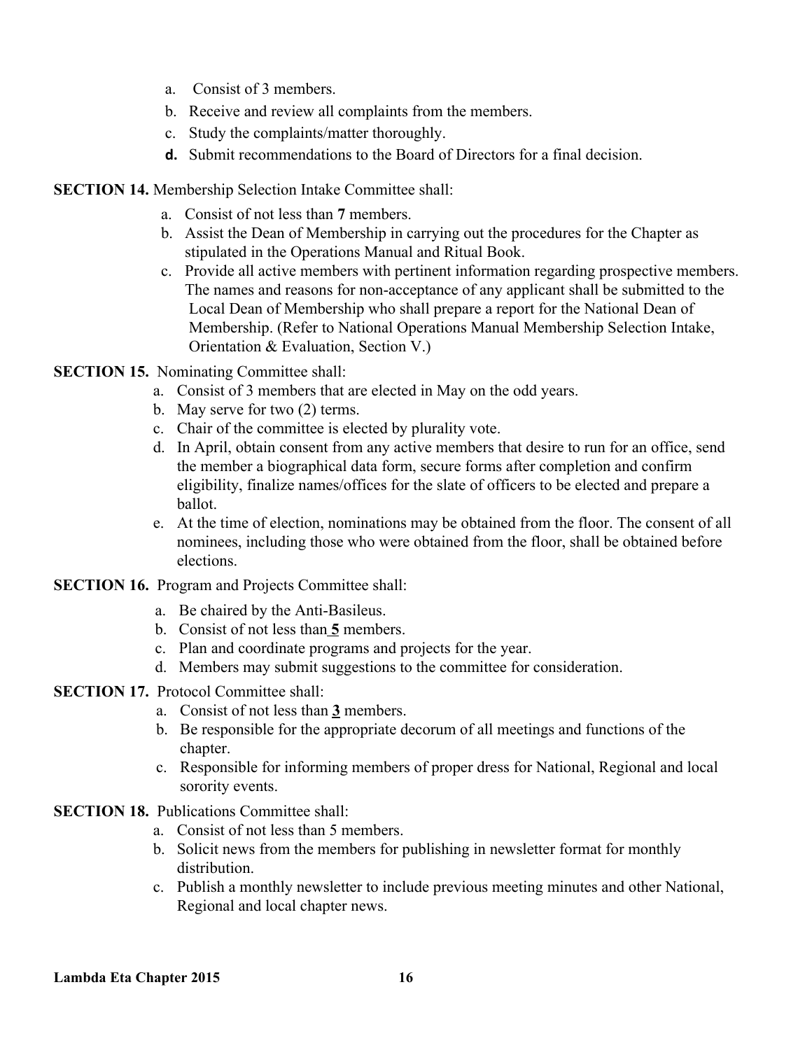a. Consist of 3 members.
b. Receive and review all complaints from the members.
c. Study the complaints/matter thoroughly.
**d.** Submit recommendations to the Board of Directors for a final decision.

**SECTION 14.** Membership Selection Intake Committee shall:

a. Consist of not less than **7** members.
b. Assist the Dean of Membership in carrying out the procedures for the Chapter as stipulated in the Operations Manual and Ritual Book.
c. Provide all active members with pertinent information regarding prospective members. The names and reasons for non-acceptance of any applicant shall be submitted to the Local Dean of Membership who shall prepare a report for the National Dean of Membership. (Refer to National Operations Manual Membership Selection Intake, Orientation & Evaluation, Section V.)

**SECTION 15.** Nominating Committee shall:

a. Consist of 3 members that are elected in May on the odd years.
b. May serve for two (2) terms.
c. Chair of the committee is elected by plurality vote.
d. In April, obtain consent from any active members that desire to run for an office, send the member a biographical data form, secure forms after completion and confirm eligibility, finalize names/offices for the slate of officers to be elected and prepare a ballot.
e. At the time of election, nominations may be obtained from the floor. The consent of all nominees, including those who were obtained from the floor, shall be obtained before elections.

**SECTION 16.** Program and Projects Committee shall:

a. Be chaired by the Anti-Basileus.
b. Consist of not less than **<u>5</u>** members.
c. Plan and coordinate programs and projects for the year.
d. Members may submit suggestions to the committee for consideration.

**SECTION 17.** Protocol Committee shall:

a. Consist of not less than **<u>3</u>** members.
b. Be responsible for the appropriate decorum of all meetings and functions of the chapter.
c. Responsible for informing members of proper dress for National, Regional and local sorority events.

**SECTION 18.** Publications Committee shall:

a. Consist of not less than 5 members.
b. Solicit news from the members for publishing in newsletter format for monthly distribution.
c. Publish a monthly newsletter to include previous meeting minutes and other National, Regional and local chapter news.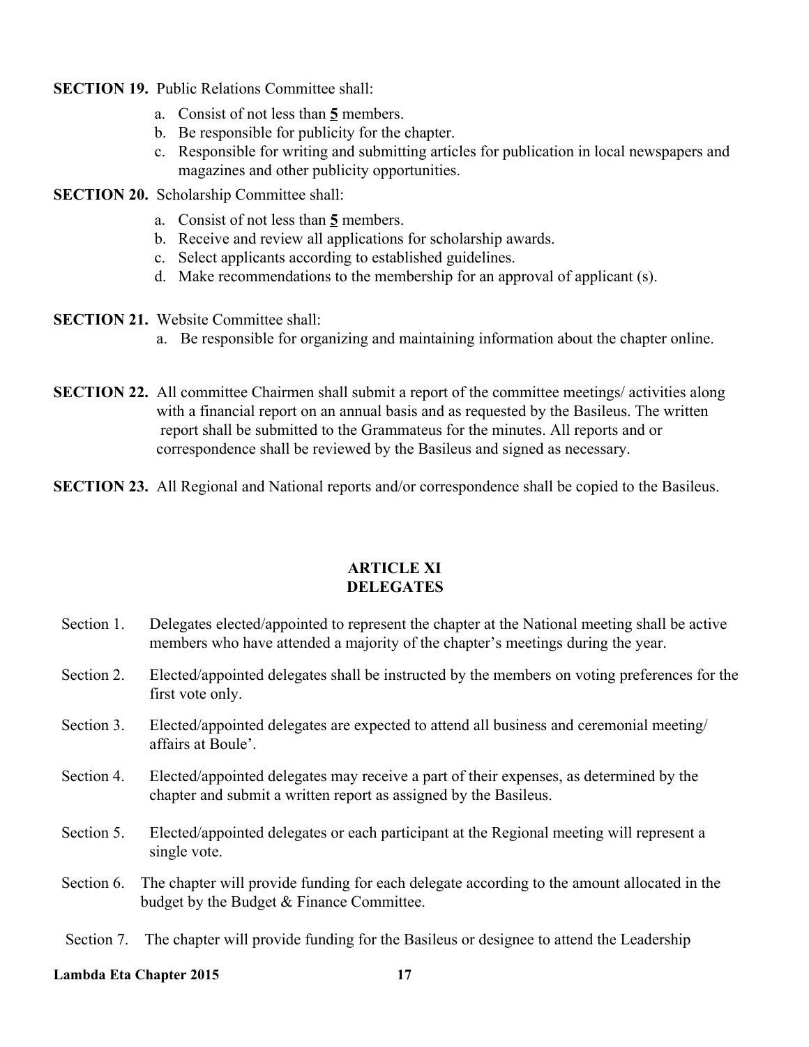**SECTION 19.** Public Relations Committee shall:

a. Consist of not less than **5** members.
b. Be responsible for publicity for the chapter.
c. Responsible for writing and submitting articles for publication in local newspapers and magazines and other publicity opportunities.

**SECTION 20.** Scholarship Committee shall:

a. Consist of not less than **5** members.
b. Receive and review all applications for scholarship awards.
c. Select applicants according to established guidelines.
d. Make recommendations to the membership for an approval of applicant (s).

**SECTION 21.** Website Committee shall:

a. Be responsible for organizing and maintaining information about the chapter online.

**SECTION 22.** All committee Chairmen shall submit a report of the committee meetings/ activities along with a financial report on an annual basis and as requested by the Basileus. The written report shall be submitted to the Grammateus for the minutes. All reports and or correspondence shall be reviewed by the Basileus and signed as necessary.

**SECTION 23.** All Regional and National reports and/or correspondence shall be copied to the Basileus.

## ARTICLE XI
## DELEGATES

Section 1. Delegates elected/appointed to represent the chapter at the National meeting shall be active members who have attended a majority of the chapter's meetings during the year.

Section 2. Elected/appointed delegates shall be instructed by the members on voting preferences for the first vote only.

Section 3. Elected/appointed delegates are expected to attend all business and ceremonial meeting/ affairs at Boule'.

Section 4. Elected/appointed delegates may receive a part of their expenses, as determined by the chapter and submit a written report as assigned by the Basileus.

Section 5. Elected/appointed delegates or each participant at the Regional meeting will represent a single vote.

Section 6. The chapter will provide funding for each delegate according to the amount allocated in the budget by the Budget & Finance Committee.

Section 7. The chapter will provide funding for the Basileus or designee to attend the Leadership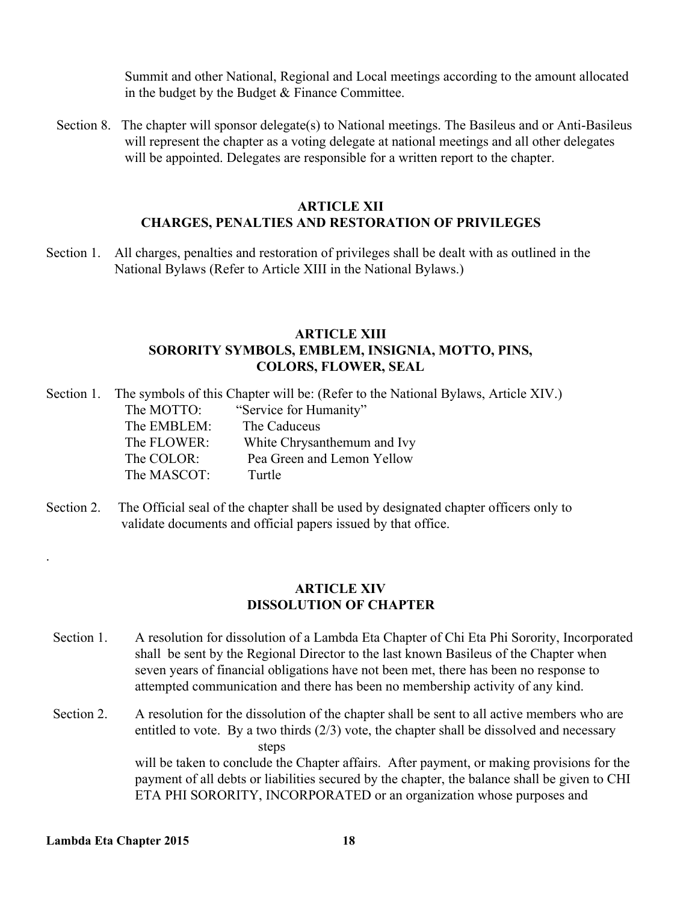Summit and other National, Regional and Local meetings according to the amount allocated in the budget by the Budget & Finance Committee.

Section 8. The chapter will sponsor delegate(s) to National meetings. The Basileus and or Anti-Basileus will represent the chapter as a voting delegate at national meetings and all other delegates will be appointed. Delegates are responsible for a written report to the chapter.

## ARTICLE XII
## CHARGES, PENALTIES AND RESTORATION OF PRIVILEGES

Section 1. All charges, penalties and restoration of privileges shall be dealt with as outlined in the National Bylaws (Refer to Article XIII in the National Bylaws.)

## ARTICLE XIII
## SORORITY SYMBOLS, EMBLEM, INSIGNIA, MOTTO, PINS, COLORS, FLOWER, SEAL

Section 1. The symbols of this Chapter will be: (Refer to the National Bylaws, Article XIV.)

The MOTTO: "Service for Humanity"
The EMBLEM: The Caduceus
The FLOWER: White Chrysanthemum and Ivy
The COLOR: Pea Green and Lemon Yellow
The MASCOT: Turtle

Section 2. The Official seal of the chapter shall be used by designated chapter officers only to validate documents and official papers issued by that office.

.

## ARTICLE XIV
## DISSOLUTION OF CHAPTER

Section 1. A resolution for dissolution of a Lambda Eta Chapter of Chi Eta Phi Sorority, Incorporated shall be sent by the Regional Director to the last known Basileus of the Chapter when seven years of financial obligations have not been met, there has been no response to attempted communication and there has been no membership activity of any kind.

Section 2. A resolution for the dissolution of the chapter shall be sent to all active members who are entitled to vote. By a two thirds (2/3) vote, the chapter shall be dissolved and necessary steps will be taken to conclude the Chapter affairs. After payment, or making provisions for the payment of all debts or liabilities secured by the chapter, the balance shall be given to CHI ETA PHI SORORITY, INCORPORATED or an organization whose purposes and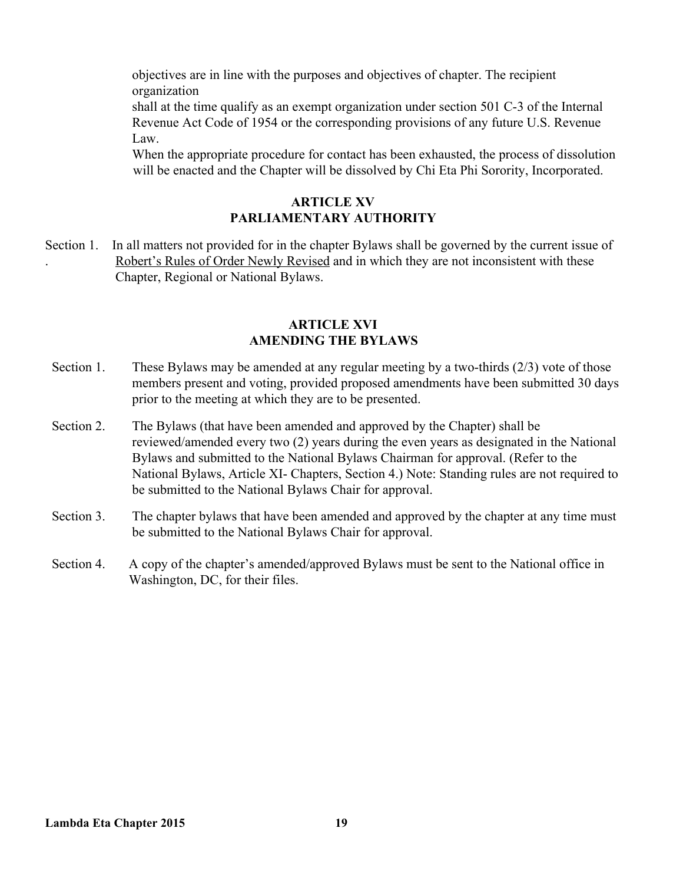objectives are in line with the purposes and objectives of chapter. The recipient organization shall at the time qualify as an exempt organization under section 501 C-3 of the Internal Revenue Act Code of 1954 or the corresponding provisions of any future U.S. Revenue Law.

When the appropriate procedure for contact has been exhausted, the process of dissolution will be enacted and the Chapter will be dissolved by Chi Eta Phi Sorority, Incorporated.

## ARTICLE XV
## PARLIAMENTARY AUTHORITY

Section 1. In all matters not provided for in the chapter Bylaws shall be governed by the current issue of Robert's Rules of Order Newly Revised and in which they are not inconsistent with these Chapter, Regional or National Bylaws.

## ARTICLE XVI
## AMENDING THE BYLAWS

Section 1. These Bylaws may be amended at any regular meeting by a two-thirds (2/3) vote of those members present and voting, provided proposed amendments have been submitted 30 days prior to the meeting at which they are to be presented.

Section 2. The Bylaws (that have been amended and approved by the Chapter) shall be reviewed/amended every two (2) years during the even years as designated in the National Bylaws and submitted to the National Bylaws Chairman for approval. (Refer to the National Bylaws, Article XI- Chapters, Section 4.) Note: Standing rules are not required to be submitted to the National Bylaws Chair for approval.

Section 3. The chapter bylaws that have been amended and approved by the chapter at any time must be submitted to the National Bylaws Chair for approval.

Section 4. A copy of the chapter's amended/approved Bylaws must be sent to the National office in Washington, DC, for their files.